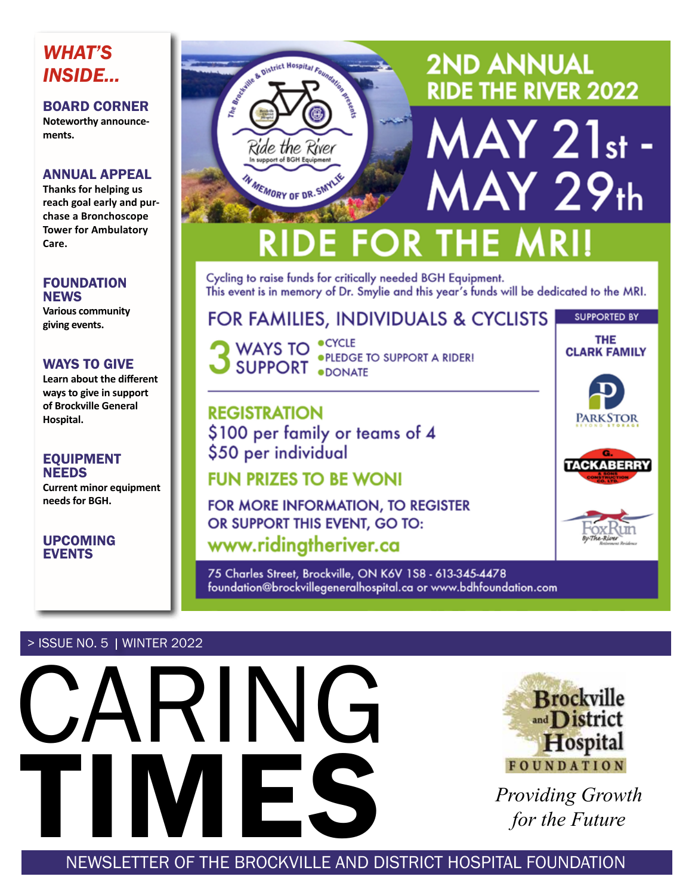# CARING TIMES

> ISSUE NO. 5 | WINTER 2022

**Brockville and District Hospital FOUNDATION**

*Providing Growth for the Future*

NEWSLETTER OF THE BROCKVILLE AND DISTRICT HOSPITAL FOUNDATION

## WHAT'S INSIDE...

**BOARD CORNER**
Noteworthy announcements.

**ANNUAL APPEAL**
Thanks for helping us reach goal early and purchase a Bronchoscope Tower for Ambulatory Care.

**FOUNDATION NEWS**
Various community giving events.

**WAYS TO GIVE**
Learn about the different ways to give in support of Brockville General Hospital.

**EQUIPMENT NEEDS**
Current minor equipment needs for BGH.

**UPCOMING EVENTS**

---

The Brockville & District Hospital Foundation presents

Ride the River – In support of BGH Equipment – IN MEMORY OF DR. SMYLIE

## 2ND ANNUAL RIDE THE RIVER 2022

## MAY 21st - MAY 29th

## RIDE FOR THE MRI!

Cycling to raise funds for critically needed BGH Equipment.
This event is in memory of Dr. Smylie and this year's funds will be dedicated to the MRI.

### FOR FAMILIES, INDIVIDUALS & CYCLISTS

**3 WAYS TO SUPPORT**

- CYCLE
- PLEDGE TO SUPPORT A RIDER!
- DONATE

### REGISTRATION

$100 per family or teams of 4
$50 per individual

### FUN PRIZES TO BE WON!

FOR MORE INFORMATION, TO REGISTER OR SUPPORT THIS EVENT, GO TO:
**www.ridingtheriver.ca**

**SUPPORTED BY**

- THE CLARK FAMILY
- PARKSTOR
- G. TACKABERRY & SONS CONSTRUCTION CO. LTD.
- FoxRun By-The-River Retirement Residence

75 Charles Street, Brockville, ON K6V 1S8 - 613-345-4478
foundation@brockvillegeneralhospital.ca or www.bdhfoundation.com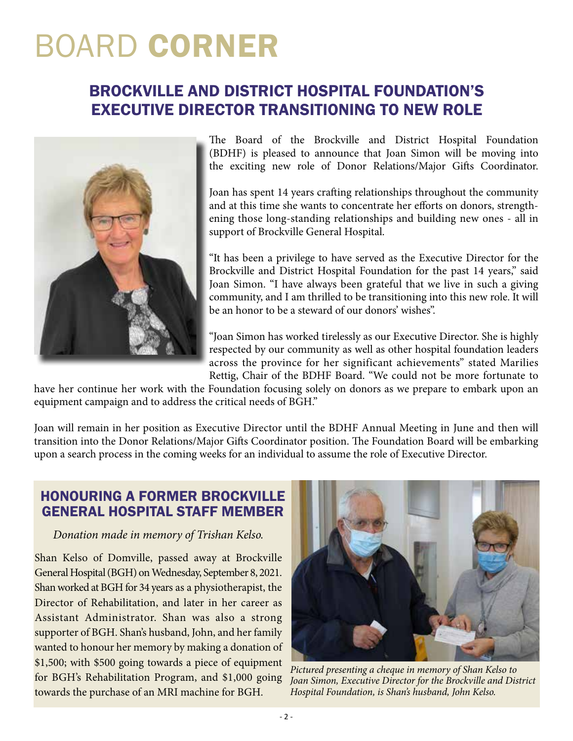# BOARD **CORNER**

## BROCKVILLE AND DISTRICT HOSPITAL FOUNDATION'S EXECUTIVE DIRECTOR TRANSITIONING TO NEW ROLE

The Board of the Brockville and District Hospital Foundation (BDHF) is pleased to announce that Joan Simon will be moving into the exciting new role of Donor Relations/Major Gifts Coordinator.

Joan has spent 14 years crafting relationships throughout the community and at this time she wants to concentrate her efforts on donors, strengthening those long-standing relationships and building new ones - all in support of Brockville General Hospital.

"It has been a privilege to have served as the Executive Director for the Brockville and District Hospital Foundation for the past 14 years," said Joan Simon. "I have always been grateful that we live in such a giving community, and I am thrilled to be transitioning into this new role. It will be an honor to be a steward of our donors' wishes".

"Joan Simon has worked tirelessly as our Executive Director. She is highly respected by our community as well as other hospital foundation leaders across the province for her significant achievements" stated Marilies Rettig, Chair of the BDHF Board. "We could not be more fortunate to have her continue her work with the Foundation focusing solely on donors as we prepare to embark upon an equipment campaign and to address the critical needs of BGH."

Joan will remain in her position as Executive Director until the BDHF Annual Meeting in June and then will transition into the Donor Relations/Major Gifts Coordinator position. The Foundation Board will be embarking upon a search process in the coming weeks for an individual to assume the role of Executive Director.

## HONOURING A FORMER BROCKVILLE GENERAL HOSPITAL STAFF MEMBER

*Donation made in memory of Trishan Kelso.*

Shan Kelso of Domville, passed away at Brockville General Hospital (BGH) on Wednesday, September 8, 2021. Shan worked at BGH for 34 years as a physiotherapist, the Director of Rehabilitation, and later in her career as Assistant Administrator. Shan was also a strong supporter of BGH. Shan's husband, John, and her family wanted to honour her memory by making a donation of $1,500; with $500 going towards a piece of equipment for BGH's Rehabilitation Program, and $1,000 going towards the purchase of an MRI machine for BGH.

*Pictured presenting a cheque in memory of Shan Kelso to Joan Simon, Executive Director for the Brockville and District Hospital Foundation, is Shan's husband, John Kelso.*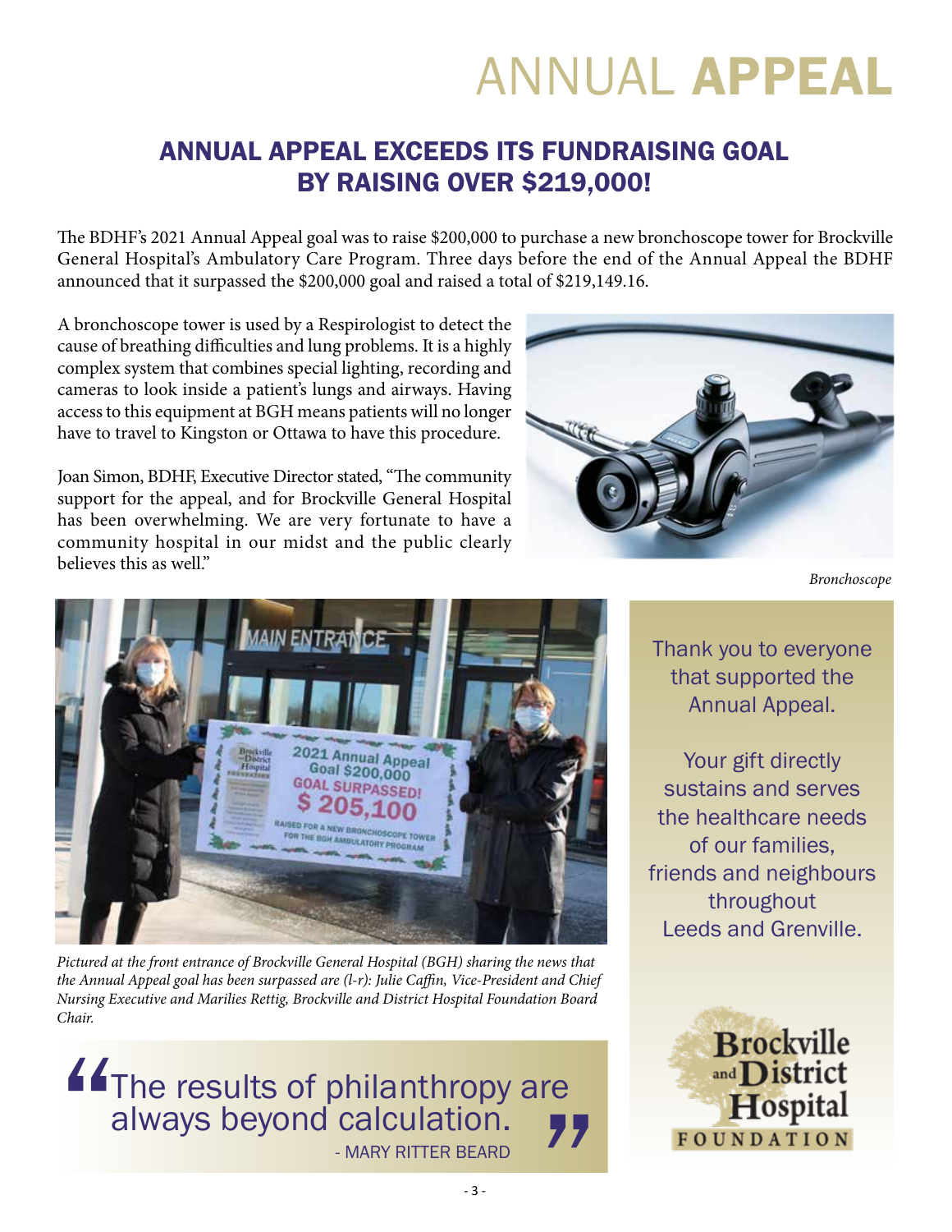# ANNUAL **APPEAL**

## ANNUAL APPEAL EXCEEDS ITS FUNDRAISING GOAL BY RAISING OVER $219,000!

The BDHF's 2021 Annual Appeal goal was to raise $200,000 to purchase a new bronchoscope tower for Brockville General Hospital's Ambulatory Care Program. Three days before the end of the Annual Appeal the BDHF announced that it surpassed the $200,000 goal and raised a total of $219,149.16.

A bronchoscope tower is used by a Respirologist to detect the cause of breathing difficulties and lung problems. It is a highly complex system that combines special lighting, recording and cameras to look inside a patient's lungs and airways. Having access to this equipment at BGH means patients will no longer have to travel to Kingston or Ottawa to have this procedure.

Joan Simon, BDHF, Executive Director stated, "The community support for the appeal, and for Brockville General Hospital has been overwhelming. We are very fortunate to have a community hospital in our midst and the public clearly believes this as well."

*Bronchoscope*

*Pictured at the front entrance of Brockville General Hospital (BGH) sharing the news that the Annual Appeal goal has been surpassed are (l-r): Julie Caffin, Vice-President and Chief Nursing Executive and Marilies Rettig, Brockville and District Hospital Foundation Board Chair.*

Thank you to everyone that supported the Annual Appeal.

Your gift directly sustains and serves the healthcare needs of our families, friends and neighbours throughout Leeds and Grenville.

> "The results of philanthropy are always beyond calculation."
>
> \- MARY RITTER BEARD

Brockville and District Hospital FOUNDATION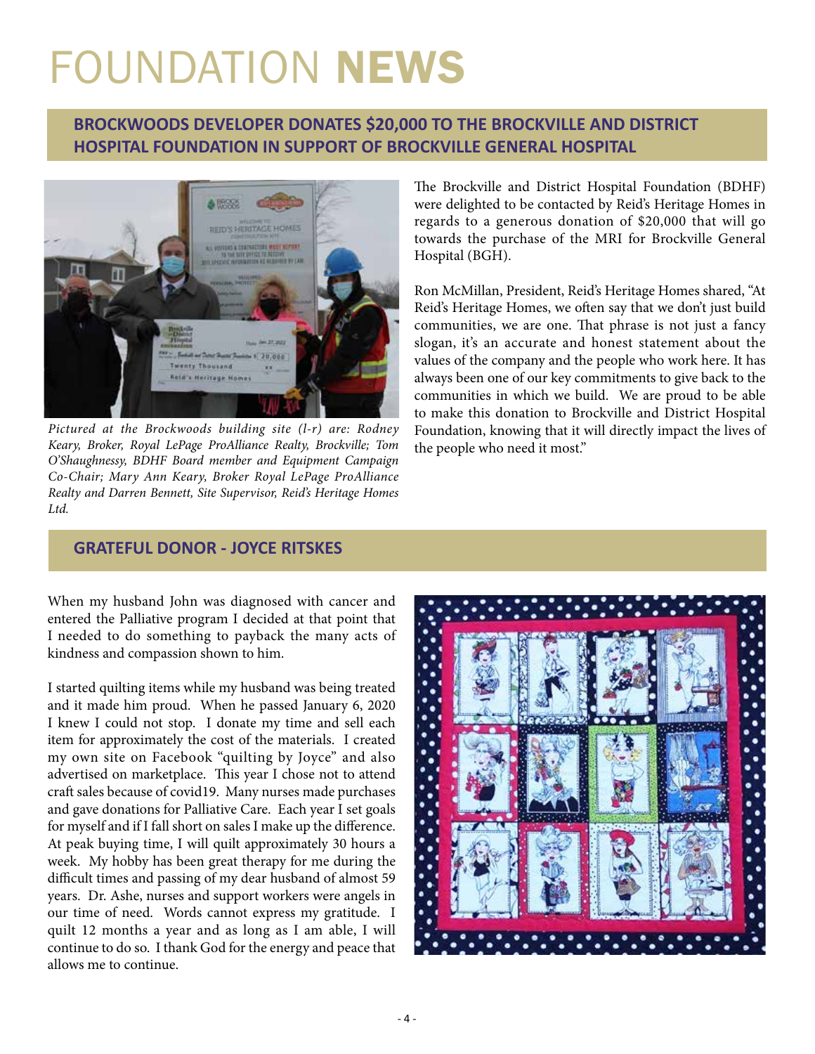# FOUNDATION NEWS

## BROCKWOODS DEVELOPER DONATES $20,000 TO THE BROCKVILLE AND DISTRICT HOSPITAL FOUNDATION IN SUPPORT OF BROCKVILLE GENERAL HOSPITAL

*Pictured at the Brockwoods building site (l-r) are: Rodney Keary, Broker, Royal LePage ProAlliance Realty, Brockville; Tom O'Shaughnessy, BDHF Board member and Equipment Campaign Co-Chair; Mary Ann Keary, Broker Royal LePage ProAlliance Realty and Darren Bennett, Site Supervisor, Reid's Heritage Homes Ltd.*

The Brockville and District Hospital Foundation (BDHF) were delighted to be contacted by Reid's Heritage Homes in regards to a generous donation of $20,000 that will go towards the purchase of the MRI for Brockville General Hospital (BGH).

Ron McMillan, President, Reid's Heritage Homes shared, "At Reid's Heritage Homes, we often say that we don't just build communities, we are one. That phrase is not just a fancy slogan, it's an accurate and honest statement about the values of the company and the people who work here. It has always been one of our key commitments to give back to the communities in which we build. We are proud to be able to make this donation to Brockville and District Hospital Foundation, knowing that it will directly impact the lives of the people who need it most."

## GRATEFUL DONOR - JOYCE RITSKES

When my husband John was diagnosed with cancer and entered the Palliative program I decided at that point that I needed to do something to payback the many acts of kindness and compassion shown to him.

I started quilting items while my husband was being treated and it made him proud. When he passed January 6, 2020 I knew I could not stop. I donate my time and sell each item for approximately the cost of the materials. I created my own site on Facebook "quilting by Joyce" and also advertised on marketplace. This year I chose not to attend craft sales because of covid19. Many nurses made purchases and gave donations for Palliative Care. Each year I set goals for myself and if I fall short on sales I make up the difference. At peak buying time, I will quilt approximately 30 hours a week. My hobby has been great therapy for me during the difficult times and passing of my dear husband of almost 59 years. Dr. Ashe, nurses and support workers were angels in our time of need. Words cannot express my gratitude. I quilt 12 months a year and as long as I am able, I will continue to do so. I thank God for the energy and peace that allows me to continue.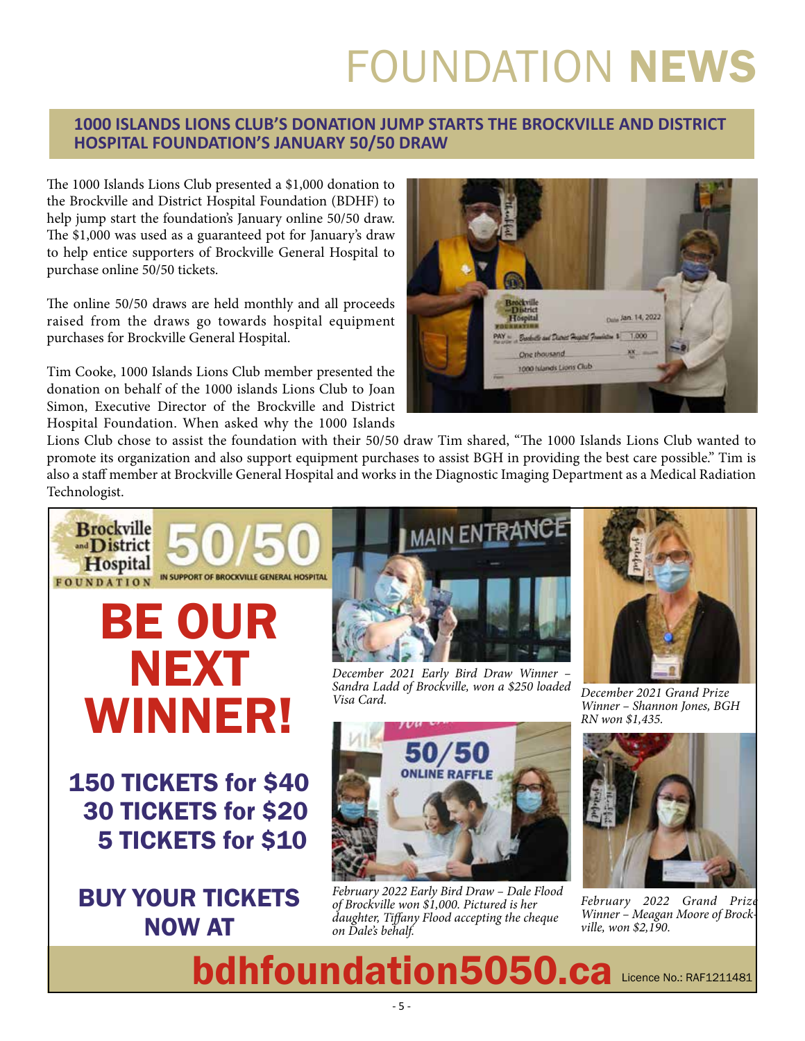# FOUNDATION NEWS

## 1000 ISLANDS LIONS CLUB'S DONATION JUMP STARTS THE BROCKVILLE AND DISTRICT HOSPITAL FOUNDATION'S JANUARY 50/50 DRAW

The 1000 Islands Lions Club presented a $1,000 donation to the Brockville and District Hospital Foundation (BDHF) to help jump start the foundation's January online 50/50 draw. The $1,000 was used as a guaranteed pot for January's draw to help entice supporters of Brockville General Hospital to purchase online 50/50 tickets.

The online 50/50 draws are held monthly and all proceeds raised from the draws go towards hospital equipment purchases for Brockville General Hospital.

Tim Cooke, 1000 Islands Lions Club member presented the donation on behalf of the 1000 islands Lions Club to Joan Simon, Executive Director of the Brockville and District Hospital Foundation. When asked why the 1000 Islands Lions Club chose to assist the foundation with their 50/50 draw Tim shared, "The 1000 Islands Lions Club wanted to promote its organization and also support equipment purchases to assist BGH in providing the best care possible." Tim is also a staff member at Brockville General Hospital and works in the Diagnostic Imaging Department as a Medical Radiation Technologist.

Brockville and District Hospital Foundation 50/50 IN SUPPORT OF BROCKVILLE GENERAL HOSPITAL

# BE OUR NEXT WINNER!

**150 TICKETS for $40**
**30 TICKETS for $20**
**5 TICKETS for $10**

**BUY YOUR TICKETS NOW AT**

# bdhfoundation5050.ca

Licence No.: RAF1211481

*December 2021 Early Bird Draw Winner – Sandra Ladd of Brockville, won a $250 loaded Visa Card.*

*December 2021 Grand Prize Winner – Shannon Jones, BGH RN won $1,435.*

*February 2022 Early Bird Draw – Dale Flood of Brockville won $1,000. Pictured is her daughter, Tiffany Flood accepting the cheque on Dale's behalf.*

*February 2022 Grand Prize Winner – Meagan Moore of Brockville, won $2,190.*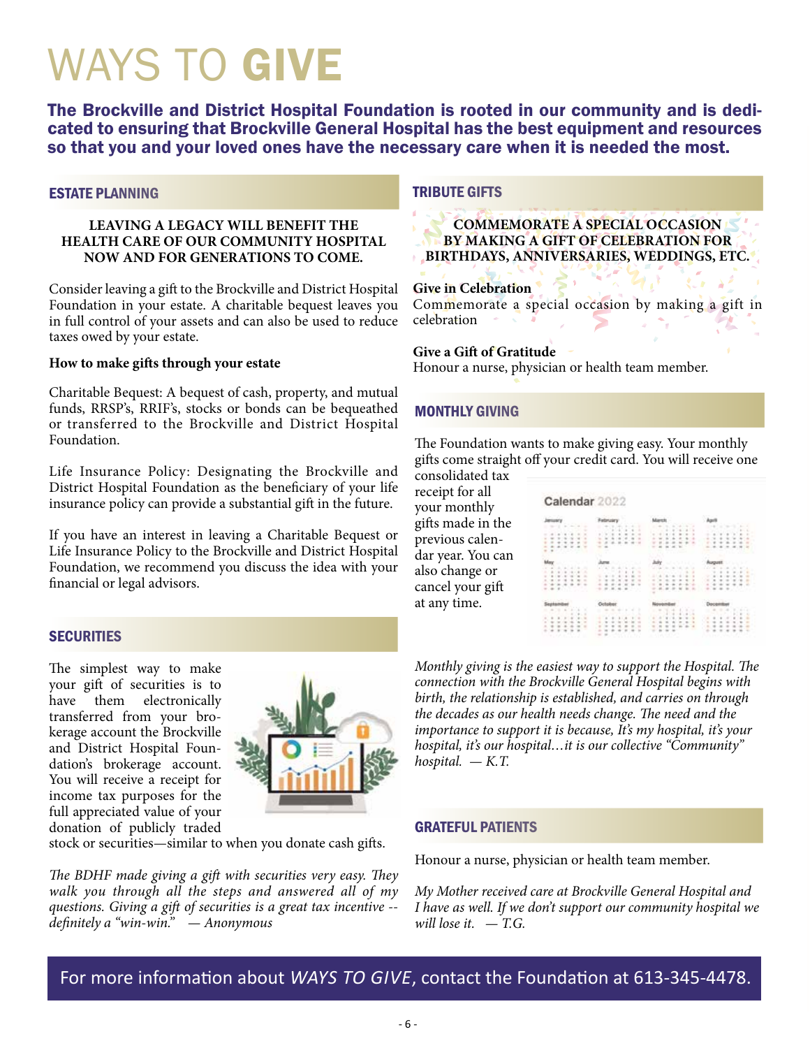# WAYS TO **GIVE**

**The Brockville and District Hospital Foundation is rooted in our community and is dedicated to ensuring that Brockville General Hospital has the best equipment and resources so that you and your loved ones have the necessary care when it is needed the most.**

## ESTATE PLANNING

**LEAVING A LEGACY WILL BENEFIT THE HEALTH CARE OF OUR COMMUNITY HOSPITAL NOW AND FOR GENERATIONS TO COME.**

Consider leaving a gift to the Brockville and District Hospital Foundation in your estate. A charitable bequest leaves you in full control of your assets and can also be used to reduce taxes owed by your estate.

**How to make gifts through your estate**

Charitable Bequest: A bequest of cash, property, and mutual funds, RRSP's, RRIF's, stocks or bonds can be bequeathed or transferred to the Brockville and District Hospital Foundation.

Life Insurance Policy: Designating the Brockville and District Hospital Foundation as the beneficiary of your life insurance policy can provide a substantial gift in the future.

If you have an interest in leaving a Charitable Bequest or Life Insurance Policy to the Brockville and District Hospital Foundation, we recommend you discuss the idea with your financial or legal advisors.

## SECURITIES

The simplest way to make your gift of securities is to have them electronically transferred from your brokerage account the Brockville and District Hospital Foundation's brokerage account. You will receive a receipt for income tax purposes for the full appreciated value of your donation of publicly traded stock or securities—similar to when you donate cash gifts.

*The BDHF made giving a gift with securities very easy. They walk you through all the steps and answered all of my questions. Giving a gift of securities is a great tax incentive -- definitely a "win-win." — Anonymous*

## TRIBUTE GIFTS

**COMMEMORATE A SPECIAL OCCASION BY MAKING A GIFT OF CELEBRATION FOR BIRTHDAYS, ANNIVERSARIES, WEDDINGS, ETC.**

**Give in Celebration**
Commemorate a special occasion by making a gift in celebration

**Give a Gift of Gratitude**
Honour a nurse, physician or health team member.

## MONTHLY GIVING

The Foundation wants to make giving easy. Your monthly gifts come straight off your credit card. You will receive one consolidated tax receipt for all your monthly gifts made in the previous calendar year. You can also change or cancel your gift at any time.

*Monthly giving is the easiest way to support the Hospital. The connection with the Brockville General Hospital begins with birth, the relationship is established, and carries on through the decades as our health needs change. The need and the importance to support it is because, It's my hospital, it's your hospital, it's our hospital…it is our collective "Community" hospital. — K.T.*

## GRATEFUL PATIENTS

Honour a nurse, physician or health team member.

*My Mother received care at Brockville General Hospital and I have as well. If we don't support our community hospital we will lose it. — T.G.*

For more information about *WAYS TO GIVE*, contact the Foundation at 613-345-4478.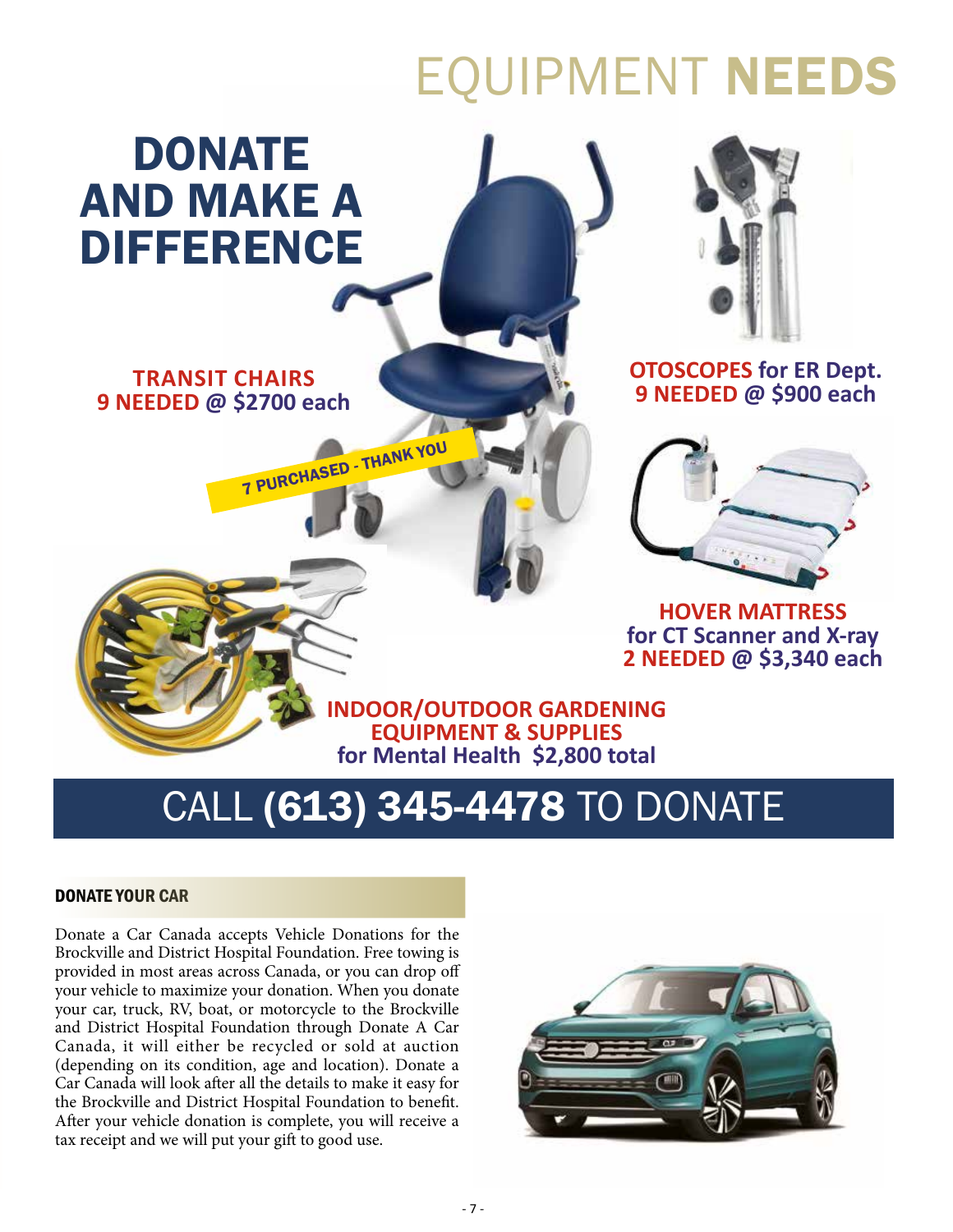# EQUIPMENT **NEEDS**

## DONATE AND MAKE A DIFFERENCE

**TRANSIT CHAIRS**
**9 NEEDED @ $2700 each**

7 PURCHASED - THANK YOU

**OTOSCOPES for ER Dept.**
**9 NEEDED @ $900 each**

**HOVER MATTRESS**
**for CT Scanner and X-ray**
**2 NEEDED @ $3,340 each**

**INDOOR/OUTDOOR GARDENING EQUIPMENT & SUPPLIES**
**for Mental Health $2,800 total**

## CALL **(613) 345-4478** TO DONATE

### DONATE YOUR CAR

Donate a Car Canada accepts Vehicle Donations for the Brockville and District Hospital Foundation. Free towing is provided in most areas across Canada, or you can drop off your vehicle to maximize your donation. When you donate your car, truck, RV, boat, or motorcycle to the Brockville and District Hospital Foundation through Donate A Car Canada, it will either be recycled or sold at auction (depending on its condition, age and location). Donate a Car Canada will look after all the details to make it easy for the Brockville and District Hospital Foundation to benefit. After your vehicle donation is complete, you will receive a tax receipt and we will put your gift to good use.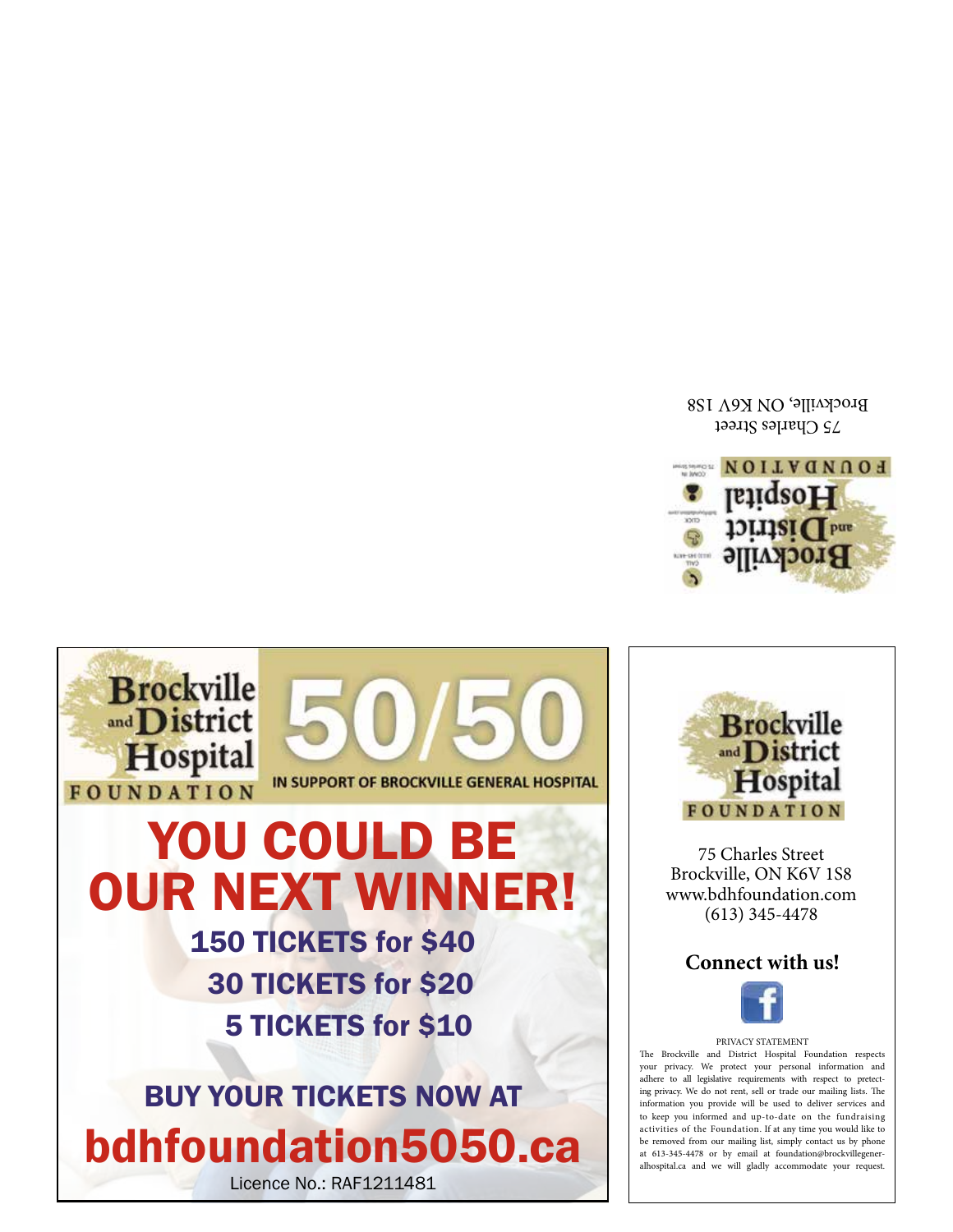75 Charles Street
Brockville, ON K6V 1S8

Brockville and District Hospital FOUNDATION

# 50/50

IN SUPPORT OF BROCKVILLE GENERAL HOSPITAL

## YOU COULD BE OUR NEXT WINNER!

**150 TICKETS for $40**
**30 TICKETS for $20**
**5 TICKETS for $10**

**BUY YOUR TICKETS NOW AT**

## bdhfoundation5050.ca

Licence No.: RAF1211481

Brockville and District Hospital FOUNDATION

75 Charles Street
Brockville, ON K6V 1S8
www.bdhfoundation.com
(613) 345-4478

**Connect with us!**

PRIVACY STATEMENT

The Brockville and District Hospital Foundation respects your privacy. We protect your personal information and adhere to all legislative requirements with respect to protecting privacy. We do not rent, sell or trade our mailing lists. The information you provide will be used to deliver services and to keep you informed and up-to-date on the fundraising activities of the Foundation. If at any time you would like to be removed from our mailing list, simply contact us by phone at 613-345-4478 or by email at foundation@brockvillegeneralhospital.ca and we will gladly accommodate your request.